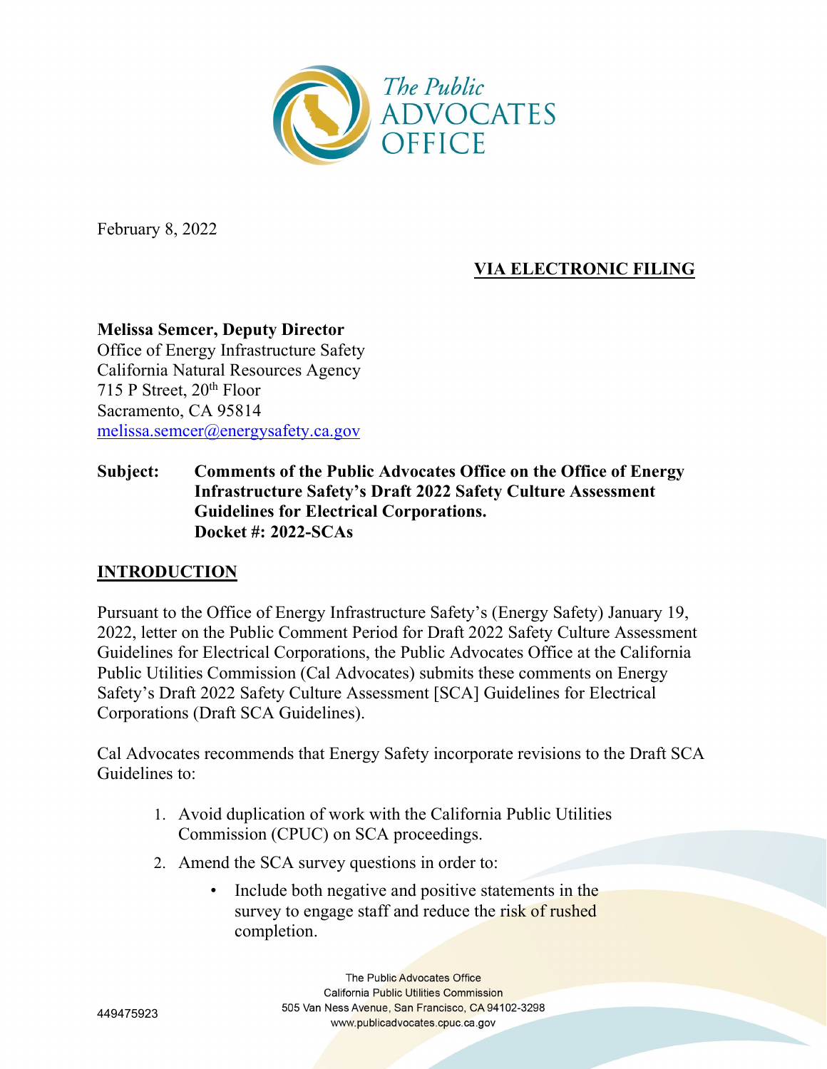February 8, 2022

**VIA ELECTRONIC FILING**

**Melissa Semcer, Deputy Director**
Office of Energy Infrastructure Safety
California Natural Resources Agency
715 P Street, 20th Floor
Sacramento, CA 95814
melissa.semcer@energysafety.ca.gov

**Subject: Comments of the Public Advocates Office on the Office of Energy Infrastructure Safety's Draft 2022 Safety Culture Assessment Guidelines for Electrical Corporations.**
**Docket #: 2022-SCAs**

## INTRODUCTION

Pursuant to the Office of Energy Infrastructure Safety's (Energy Safety) January 19, 2022, letter on the Public Comment Period for Draft 2022 Safety Culture Assessment Guidelines for Electrical Corporations, the Public Advocates Office at the California Public Utilities Commission (Cal Advocates) submits these comments on Energy Safety's Draft 2022 Safety Culture Assessment [SCA] Guidelines for Electrical Corporations (Draft SCA Guidelines).

Cal Advocates recommends that Energy Safety incorporate revisions to the Draft SCA Guidelines to:

1. Avoid duplication of work with the California Public Utilities Commission (CPUC) on SCA proceedings.
2. Amend the SCA survey questions in order to:
   - Include both negative and positive statements in the survey to engage staff and reduce the risk of rushed completion.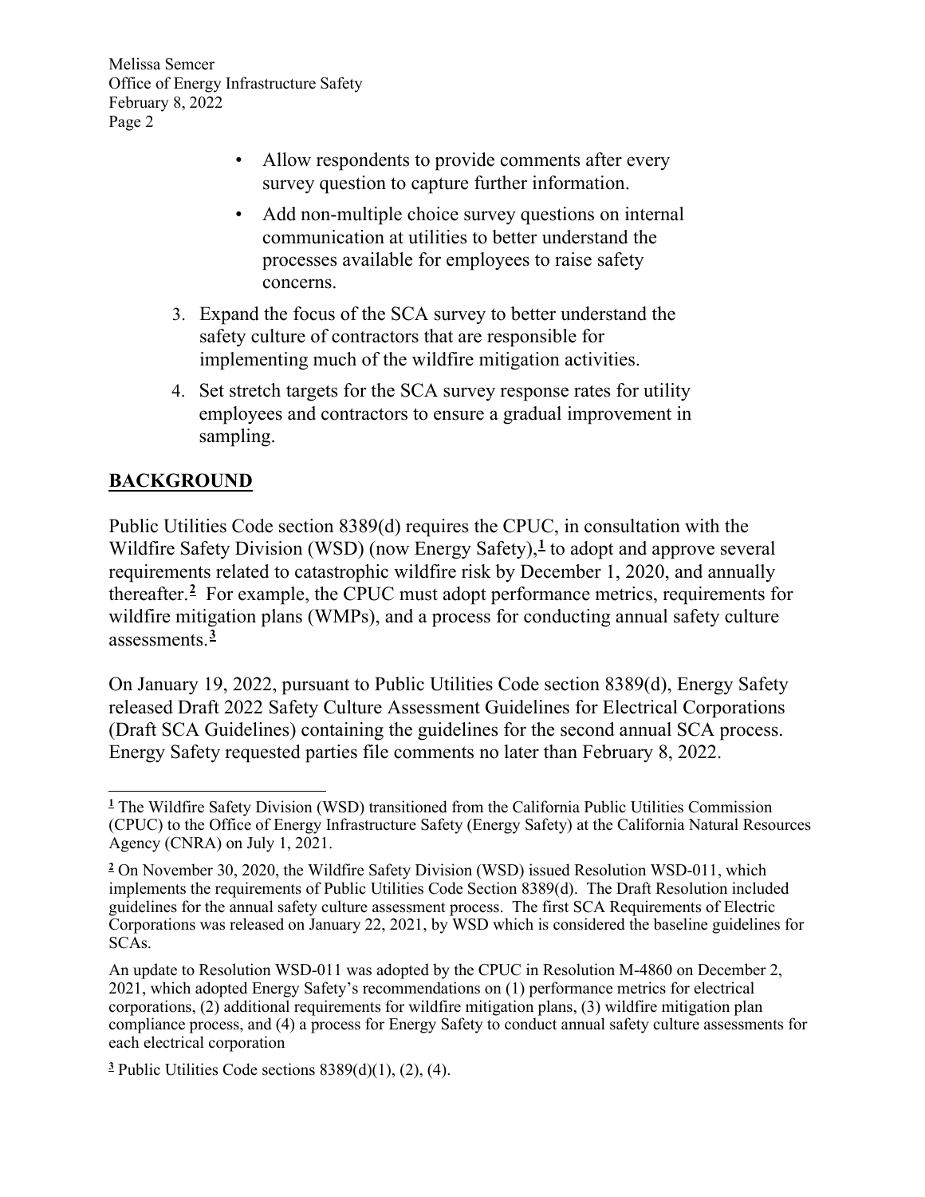- Allow respondents to provide comments after every survey question to capture further information.
- Add non-multiple choice survey questions on internal communication at utilities to better understand the processes available for employees to raise safety concerns.

3. Expand the focus of the SCA survey to better understand the safety culture of contractors that are responsible for implementing much of the wildfire mitigation activities.
4. Set stretch targets for the SCA survey response rates for utility employees and contractors to ensure a gradual improvement in sampling.

## BACKGROUND

Public Utilities Code section 8389(d) requires the CPUC, in consultation with the Wildfire Safety Division (WSD) (now Energy Safety),[1] to adopt and approve several requirements related to catastrophic wildfire risk by December 1, 2020, and annually thereafter.[2] For example, the CPUC must adopt performance metrics, requirements for wildfire mitigation plans (WMPs), and a process for conducting annual safety culture assessments.[3]

On January 19, 2022, pursuant to Public Utilities Code section 8389(d), Energy Safety released Draft 2022 Safety Culture Assessment Guidelines for Electrical Corporations (Draft SCA Guidelines) containing the guidelines for the second annual SCA process. Energy Safety requested parties file comments no later than February 8, 2022.

---

[1] The Wildfire Safety Division (WSD) transitioned from the California Public Utilities Commission (CPUC) to the Office of Energy Infrastructure Safety (Energy Safety) at the California Natural Resources Agency (CNRA) on July 1, 2021.

[2] On November 30, 2020, the Wildfire Safety Division (WSD) issued Resolution WSD-011, which implements the requirements of Public Utilities Code Section 8389(d). The Draft Resolution included guidelines for the annual safety culture assessment process. The first SCA Requirements of Electric Corporations was released on January 22, 2021, by WSD which is considered the baseline guidelines for SCAs.

An update to Resolution WSD-011 was adopted by the CPUC in Resolution M-4860 on December 2, 2021, which adopted Energy Safety's recommendations on (1) performance metrics for electrical corporations, (2) additional requirements for wildfire mitigation plans, (3) wildfire mitigation plan compliance process, and (4) a process for Energy Safety to conduct annual safety culture assessments for each electrical corporation

[3] Public Utilities Code sections 8389(d)(1), (2), (4).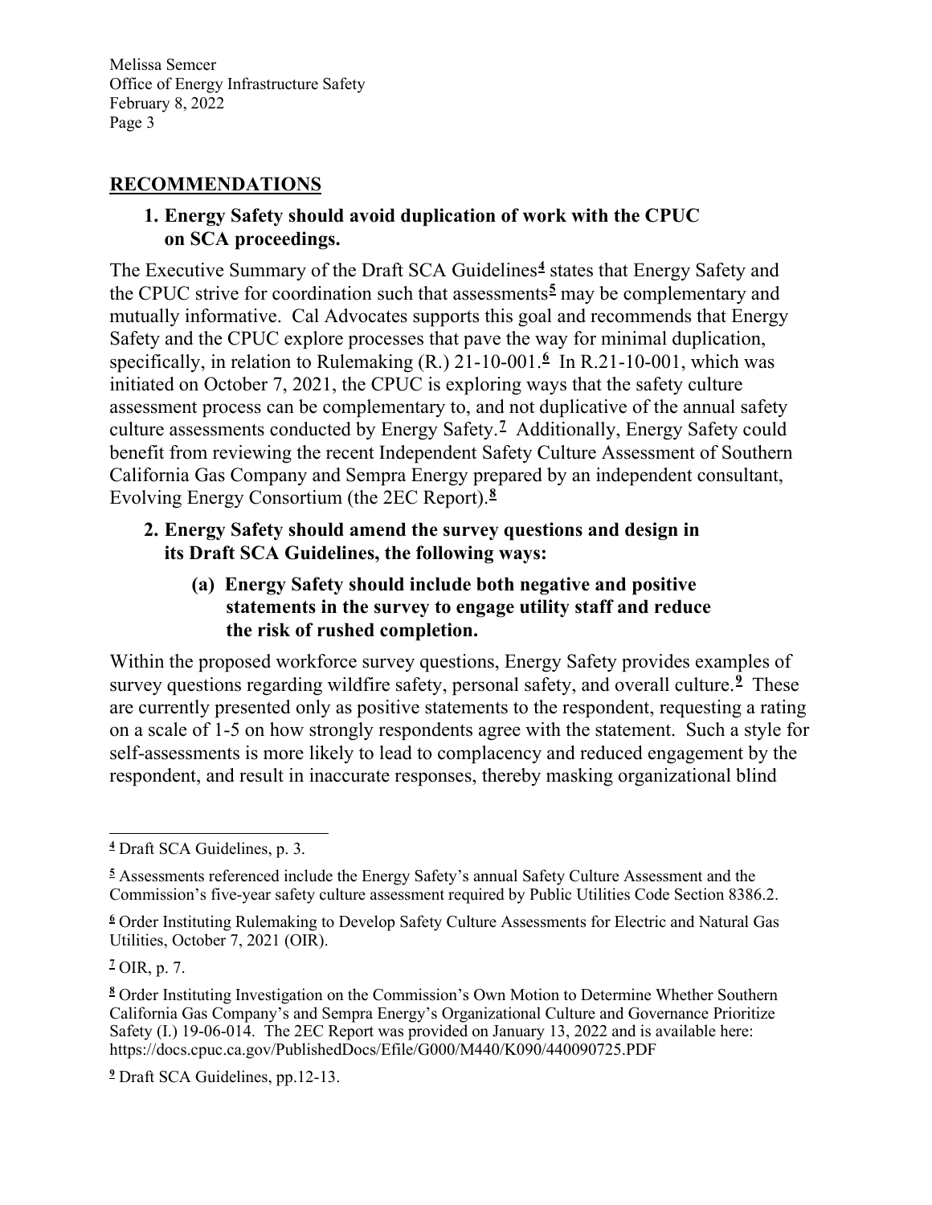## RECOMMENDATIONS

### 1. Energy Safety should avoid duplication of work with the CPUC on SCA proceedings.

The Executive Summary of the Draft SCA Guidelines[4] states that Energy Safety and the CPUC strive for coordination such that assessments[5] may be complementary and mutually informative. Cal Advocates supports this goal and recommends that Energy Safety and the CPUC explore processes that pave the way for minimal duplication, specifically, in relation to Rulemaking (R.) 21-10-001.[6] In R.21-10-001, which was initiated on October 7, 2021, the CPUC is exploring ways that the safety culture assessment process can be complementary to, and not duplicative of the annual safety culture assessments conducted by Energy Safety.[7] Additionally, Energy Safety could benefit from reviewing the recent Independent Safety Culture Assessment of Southern California Gas Company and Sempra Energy prepared by an independent consultant, Evolving Energy Consortium (the 2EC Report).[8]

### 2. Energy Safety should amend the survey questions and design in its Draft SCA Guidelines, the following ways:

#### (a) Energy Safety should include both negative and positive statements in the survey to engage utility staff and reduce the risk of rushed completion.

Within the proposed workforce survey questions, Energy Safety provides examples of survey questions regarding wildfire safety, personal safety, and overall culture.[9] These are currently presented only as positive statements to the respondent, requesting a rating on a scale of 1-5 on how strongly respondents agree with the statement. Such a style for self-assessments is more likely to lead to complacency and reduced engagement by the respondent, and result in inaccurate responses, thereby masking organizational blind

---

[4] Draft SCA Guidelines, p. 3.

[5] Assessments referenced include the Energy Safety's annual Safety Culture Assessment and the Commission's five-year safety culture assessment required by Public Utilities Code Section 8386.2.

[6] Order Instituting Rulemaking to Develop Safety Culture Assessments for Electric and Natural Gas Utilities, October 7, 2021 (OIR).

[7] OIR, p. 7.

[8] Order Instituting Investigation on the Commission's Own Motion to Determine Whether Southern California Gas Company's and Sempra Energy's Organizational Culture and Governance Prioritize Safety (I.) 19-06-014. The 2EC Report was provided on January 13, 2022 and is available here: https://docs.cpuc.ca.gov/PublishedDocs/Efile/G000/M440/K090/440090725.PDF

[9] Draft SCA Guidelines, pp.12-13.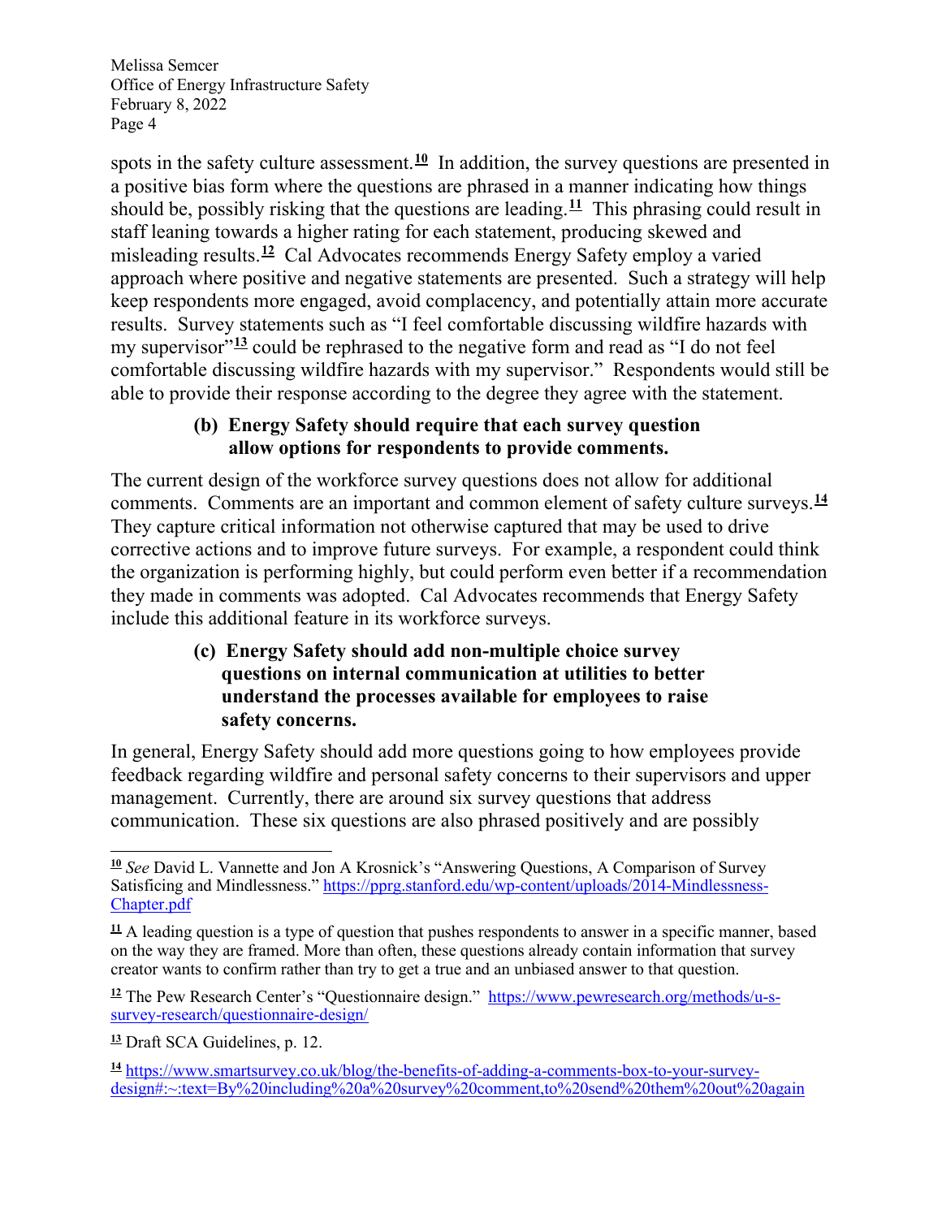spots in the safety culture assessment.[10] In addition, the survey questions are presented in a positive bias form where the questions are phrased in a manner indicating how things should be, possibly risking that the questions are leading.[11] This phrasing could result in staff leaning towards a higher rating for each statement, producing skewed and misleading results.[12] Cal Advocates recommends Energy Safety employ a varied approach where positive and negative statements are presented. Such a strategy will help keep respondents more engaged, avoid complacency, and potentially attain more accurate results. Survey statements such as "I feel comfortable discussing wildfire hazards with my supervisor"[13] could be rephrased to the negative form and read as "I do not feel comfortable discussing wildfire hazards with my supervisor." Respondents would still be able to provide their response according to the degree they agree with the statement.

**(b) Energy Safety should require that each survey question allow options for respondents to provide comments.**

The current design of the workforce survey questions does not allow for additional comments. Comments are an important and common element of safety culture surveys.[14] They capture critical information not otherwise captured that may be used to drive corrective actions and to improve future surveys. For example, a respondent could think the organization is performing highly, but could perform even better if a recommendation they made in comments was adopted. Cal Advocates recommends that Energy Safety include this additional feature in its workforce surveys.

**(c) Energy Safety should add non-multiple choice survey questions on internal communication at utilities to better understand the processes available for employees to raise safety concerns.**

In general, Energy Safety should add more questions going to how employees provide feedback regarding wildfire and personal safety concerns to their supervisors and upper management. Currently, there are around six survey questions that address communication. These six questions are also phrased positively and are possibly

---

[10] *See* David L. Vannette and Jon A Krosnick's "Answering Questions, A Comparison of Survey Satisficing and Mindlessness." https://pprg.stanford.edu/wp-content/uploads/2014-Mindlessness-Chapter.pdf

[11] A leading question is a type of question that pushes respondents to answer in a specific manner, based on the way they are framed. More than often, these questions already contain information that survey creator wants to confirm rather than try to get a true and an unbiased answer to that question.

[12] The Pew Research Center's "Questionnaire design." https://www.pewresearch.org/methods/u-s-survey-research/questionnaire-design/

[13] Draft SCA Guidelines, p. 12.

[14] https://www.smartsurvey.co.uk/blog/the-benefits-of-adding-a-comments-box-to-your-survey-design#:~:text=By%20including%20a%20survey%20comment,to%20send%20them%20out%20again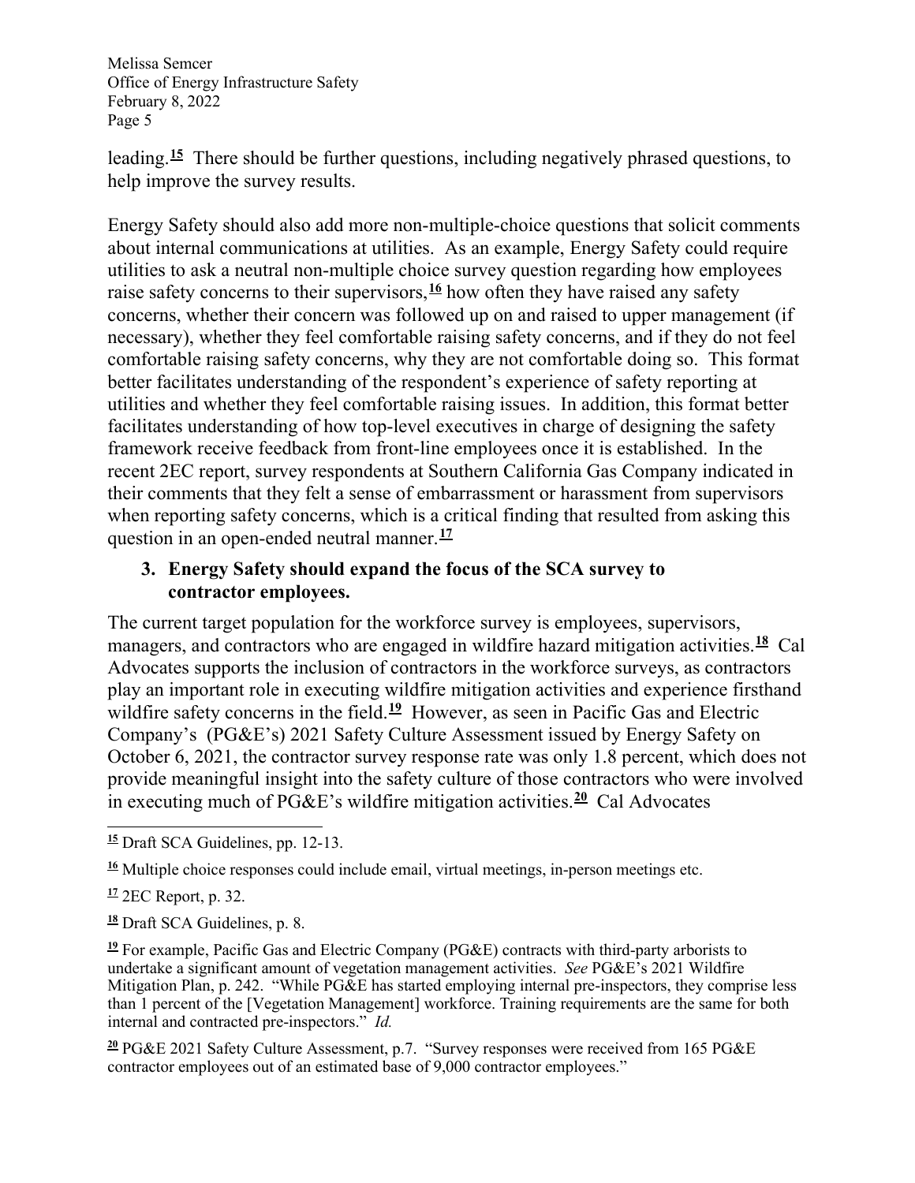leading.[15] There should be further questions, including negatively phrased questions, to help improve the survey results.

Energy Safety should also add more non-multiple-choice questions that solicit comments about internal communications at utilities. As an example, Energy Safety could require utilities to ask a neutral non-multiple choice survey question regarding how employees raise safety concerns to their supervisors,[16] how often they have raised any safety concerns, whether their concern was followed up on and raised to upper management (if necessary), whether they feel comfortable raising safety concerns, and if they do not feel comfortable raising safety concerns, why they are not comfortable doing so. This format better facilitates understanding of the respondent's experience of safety reporting at utilities and whether they feel comfortable raising issues. In addition, this format better facilitates understanding of how top-level executives in charge of designing the safety framework receive feedback from front-line employees once it is established. In the recent 2EC report, survey respondents at Southern California Gas Company indicated in their comments that they felt a sense of embarrassment or harassment from supervisors when reporting safety concerns, which is a critical finding that resulted from asking this question in an open-ended neutral manner.[17]

### 3. Energy Safety should expand the focus of the SCA survey to contractor employees.

The current target population for the workforce survey is employees, supervisors, managers, and contractors who are engaged in wildfire hazard mitigation activities.[18] Cal Advocates supports the inclusion of contractors in the workforce surveys, as contractors play an important role in executing wildfire mitigation activities and experience firsthand wildfire safety concerns in the field.[19] However, as seen in Pacific Gas and Electric Company's (PG&E's) 2021 Safety Culture Assessment issued by Energy Safety on October 6, 2021, the contractor survey response rate was only 1.8 percent, which does not provide meaningful insight into the safety culture of those contractors who were involved in executing much of PG&E's wildfire mitigation activities.[20] Cal Advocates

---

[15] Draft SCA Guidelines, pp. 12-13.

[16] Multiple choice responses could include email, virtual meetings, in-person meetings etc.

[17] 2EC Report, p. 32.

[18] Draft SCA Guidelines, p. 8.

[19] For example, Pacific Gas and Electric Company (PG&E) contracts with third-party arborists to undertake a significant amount of vegetation management activities. *See* PG&E's 2021 Wildfire Mitigation Plan, p. 242. "While PG&E has started employing internal pre-inspectors, they comprise less than 1 percent of the [Vegetation Management] workforce. Training requirements are the same for both internal and contracted pre-inspectors." *Id.*

[20] PG&E 2021 Safety Culture Assessment, p.7. "Survey responses were received from 165 PG&E contractor employees out of an estimated base of 9,000 contractor employees."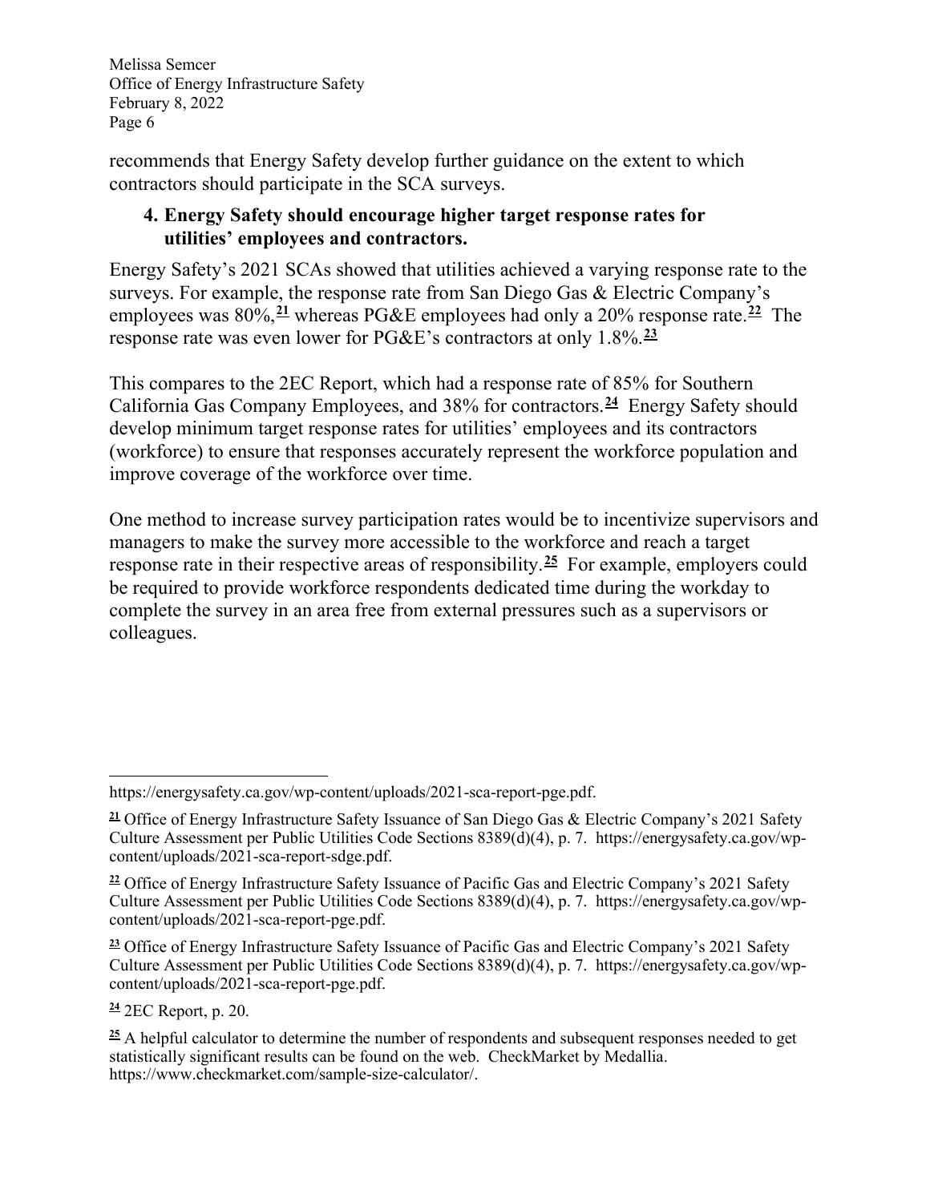recommends that Energy Safety develop further guidance on the extent to which contractors should participate in the SCA surveys.

**4. Energy Safety should encourage higher target response rates for utilities' employees and contractors.**

Energy Safety's 2021 SCAs showed that utilities achieved a varying response rate to the surveys. For example, the response rate from San Diego Gas & Electric Company's employees was 80%,[21] whereas PG&E employees had only a 20% response rate.[22] The response rate was even lower for PG&E's contractors at only 1.8%.[23]

This compares to the 2EC Report, which had a response rate of 85% for Southern California Gas Company Employees, and 38% for contractors.[24] Energy Safety should develop minimum target response rates for utilities' employees and its contractors (workforce) to ensure that responses accurately represent the workforce population and improve coverage of the workforce over time.

One method to increase survey participation rates would be to incentivize supervisors and managers to make the survey more accessible to the workforce and reach a target response rate in their respective areas of responsibility.[25] For example, employers could be required to provide workforce respondents dedicated time during the workday to complete the survey in an area free from external pressures such as a supervisors or colleagues.

---

https://energysafety.ca.gov/wp-content/uploads/2021-sca-report-pge.pdf.

[21] Office of Energy Infrastructure Safety Issuance of San Diego Gas & Electric Company's 2021 Safety Culture Assessment per Public Utilities Code Sections 8389(d)(4), p. 7. https://energysafety.ca.gov/wp-content/uploads/2021-sca-report-sdge.pdf.

[22] Office of Energy Infrastructure Safety Issuance of Pacific Gas and Electric Company's 2021 Safety Culture Assessment per Public Utilities Code Sections 8389(d)(4), p. 7. https://energysafety.ca.gov/wp-content/uploads/2021-sca-report-pge.pdf.

[23] Office of Energy Infrastructure Safety Issuance of Pacific Gas and Electric Company's 2021 Safety Culture Assessment per Public Utilities Code Sections 8389(d)(4), p. 7. https://energysafety.ca.gov/wp-content/uploads/2021-sca-report-pge.pdf.

[24] 2EC Report, p. 20.

[25] A helpful calculator to determine the number of respondents and subsequent responses needed to get statistically significant results can be found on the web. CheckMarket by Medallia. https://www.checkmarket.com/sample-size-calculator/.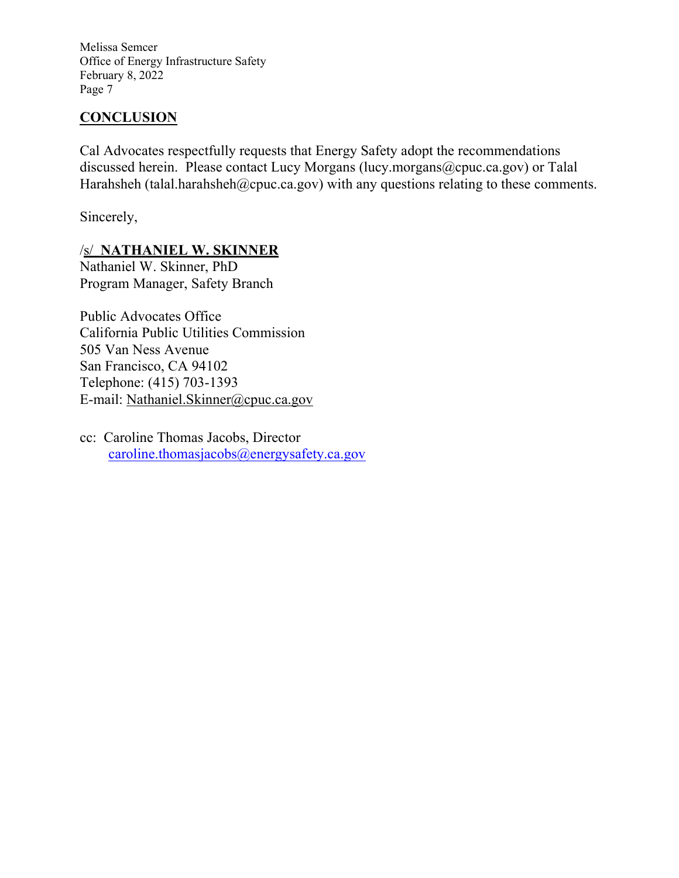## CONCLUSION

Cal Advocates respectfully requests that Energy Safety adopt the recommendations discussed herein. Please contact Lucy Morgans (lucy.morgans@cpuc.ca.gov) or Talal Harahsheh (talal.harahsheh@cpuc.ca.gov) with any questions relating to these comments.

Sincerely,

/s/ **NATHANIEL W. SKINNER**
Nathaniel W. Skinner, PhD
Program Manager, Safety Branch

Public Advocates Office
California Public Utilities Commission
505 Van Ness Avenue
San Francisco, CA 94102
Telephone: (415) 703-1393
E-mail: Nathaniel.Skinner@cpuc.ca.gov

cc: Caroline Thomas Jacobs, Director
caroline.thomasjacobs@energysafety.ca.gov